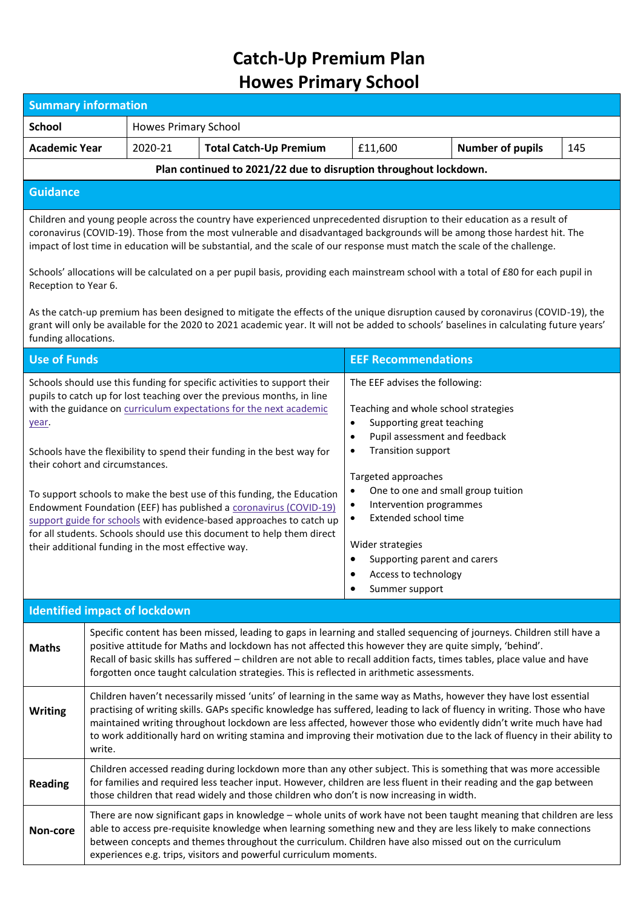# Catch-Up Premium Plan
# Howes Primary School

## Summary information

| School | Howes Primary School | | | | |
|---|---|---|---|---|---|
| **Academic Year** | 2020-21 | **Total Catch-Up Premium** | £11,600 | **Number of pupils** | 145 |

**Plan continued to 2021/22 due to disruption throughout lockdown.**

## Guidance

Children and young people across the country have experienced unprecedented disruption to their education as a result of coronavirus (COVID-19). Those from the most vulnerable and disadvantaged backgrounds will be among those hardest hit. The impact of lost time in education will be substantial, and the scale of our response must match the scale of the challenge.

Schools' allocations will be calculated on a per pupil basis, providing each mainstream school with a total of £80 for each pupil in Reception to Year 6.

As the catch-up premium has been designed to mitigate the effects of the unique disruption caused by coronavirus (COVID-19), the grant will only be available for the 2020 to 2021 academic year. It will not be added to schools' baselines in calculating future years' funding allocations.

## Use of Funds

Schools should use this funding for specific activities to support their pupils to catch up for lost teaching over the previous months, in line with the guidance on [curriculum expectations for the next academic year](#).

Schools have the flexibility to spend their funding in the best way for their cohort and circumstances.

To support schools to make the best use of this funding, the Education Endowment Foundation (EEF) has published a [coronavirus (COVID-19) support guide for schools](#) with evidence-based approaches to catch up for all students. Schools should use this document to help them direct their additional funding in the most effective way.

## EEF Recommendations

The EEF advises the following:

Teaching and whole school strategies
- Supporting great teaching
- Pupil assessment and feedback
- Transition support

Targeted approaches
- One to one and small group tuition
- Intervention programmes
- Extended school time

Wider strategies
- Supporting parent and carers
- Access to technology
- Summer support

## Identified impact of lockdown

| | |
|---|---|
| **Maths** | Specific content has been missed, leading to gaps in learning and stalled sequencing of journeys. Children still have a positive attitude for Maths and lockdown has not affected this however they are quite simply, 'behind'.<br>Recall of basic skills has suffered – children are not able to recall addition facts, times tables, place value and have forgotten once taught calculation strategies. This is reflected in arithmetic assessments. |
| **Writing** | Children haven't necessarily missed 'units' of learning in the same way as Maths, however they have lost essential practising of writing skills. GAPs specific knowledge has suffered, leading to lack of fluency in writing. Those who have maintained writing throughout lockdown are less affected, however those who evidently didn't write much have had to work additionally hard on writing stamina and improving their motivation due to the lack of fluency in their ability to write. |
| **Reading** | Children accessed reading during lockdown more than any other subject. This is something that was more accessible for families and required less teacher input. However, children are less fluent in their reading and the gap between those children that read widely and those children who don't is now increasing in width. |
| **Non-core** | There are now significant gaps in knowledge – whole units of work have not been taught meaning that children are less able to access pre-requisite knowledge when learning something new and they are less likely to make connections between concepts and themes throughout the curriculum. Children have also missed out on the curriculum experiences e.g. trips, visitors and powerful curriculum moments. |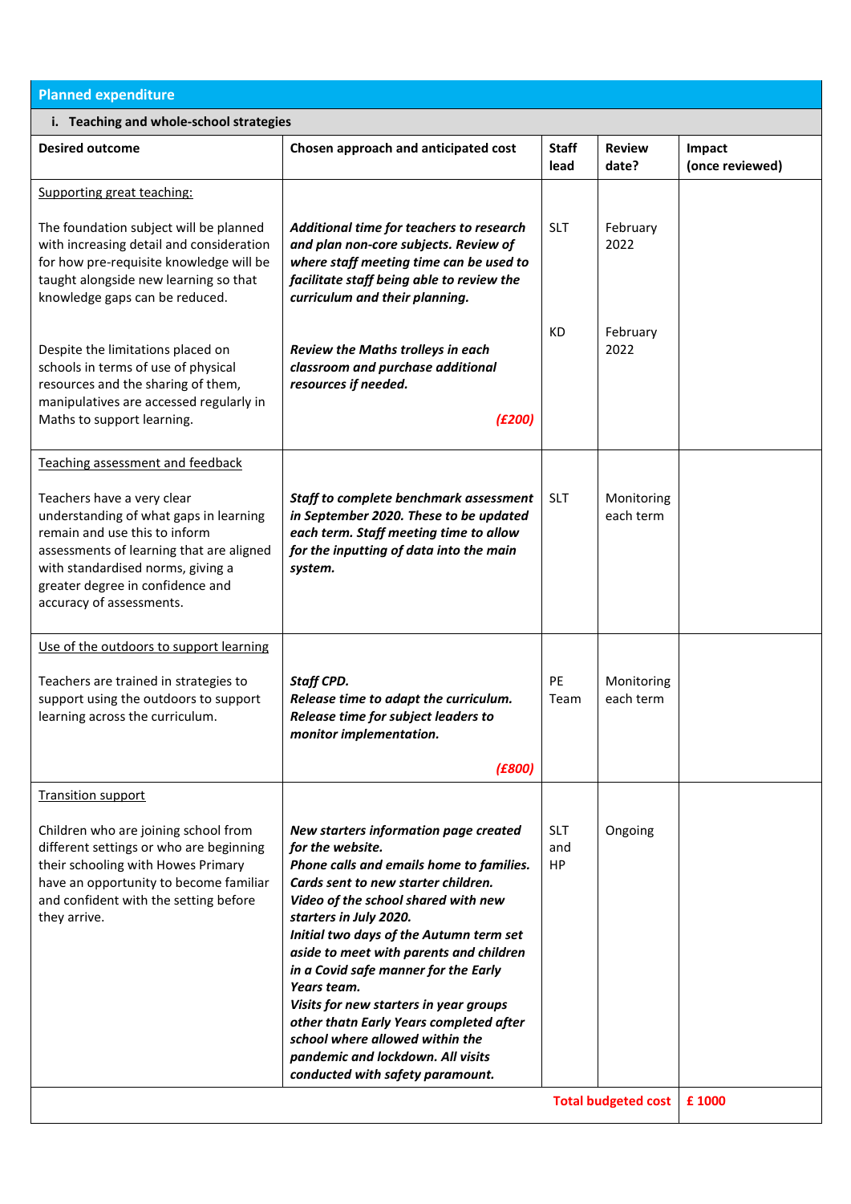| Planned expenditure | | | | |
|---|---|---|---|---|
| **i. Teaching and whole-school strategies** | | | | |
| **Desired outcome** | **Chosen approach and anticipated cost** | **Staff lead** | **Review date?** | **Impact (once reviewed)** |
| Supporting great teaching:<br><br>The foundation subject will be planned with increasing detail and consideration for how pre-requisite knowledge will be taught alongside new learning so that knowledge gaps can be reduced.<br><br>Despite the limitations placed on schools in terms of use of physical resources and the sharing of them, manipulatives are accessed regularly in Maths to support learning. | ***Additional time for teachers to research and plan non-core subjects. Review of where staff meeting time can be used to facilitate staff being able to review the curriculum and their planning.***<br><br>***Review the Maths trolleys in each classroom and purchase additional resources if needed.***<br><br>***(£200)*** | SLT<br><br>KD | February 2022<br><br>February 2022 | |
| Teaching assessment and feedback<br><br>Teachers have a very clear understanding of what gaps in learning remain and use this to inform assessments of learning that are aligned with standardised norms, giving a greater degree in confidence and accuracy of assessments. | ***Staff to complete benchmark assessment in September 2020. These to be updated each term. Staff meeting time to allow for the inputting of data into the main system.*** | SLT | Monitoring each term | |
| Use of the outdoors to support learning<br><br>Teachers are trained in strategies to support using the outdoors to support learning across the curriculum. | ***Staff CPD.***<br>***Release time to adapt the curriculum.***<br>***Release time for subject leaders to monitor implementation.***<br><br>***(£800)*** | PE Team | Monitoring each term | |
| Transition support<br><br>Children who are joining school from different settings or who are beginning their schooling with Howes Primary have an opportunity to become familiar and confident with the setting before they arrive. | ***New starters information page created for the website.***<br>***Phone calls and emails home to families.***<br>***Cards sent to new starter children.***<br>***Video of the school shared with new starters in July 2020.***<br>***Initial two days of the Autumn term set aside to meet with parents and children in a Covid safe manner for the Early Years team.***<br>***Visits for new starters in year groups other thatn Early Years completed after school where allowed within the pandemic and lockdown. All visits conducted with safety paramount.*** | SLT and HP | Ongoing | |
| | | | **Total budgeted cost** | **£ 1000** |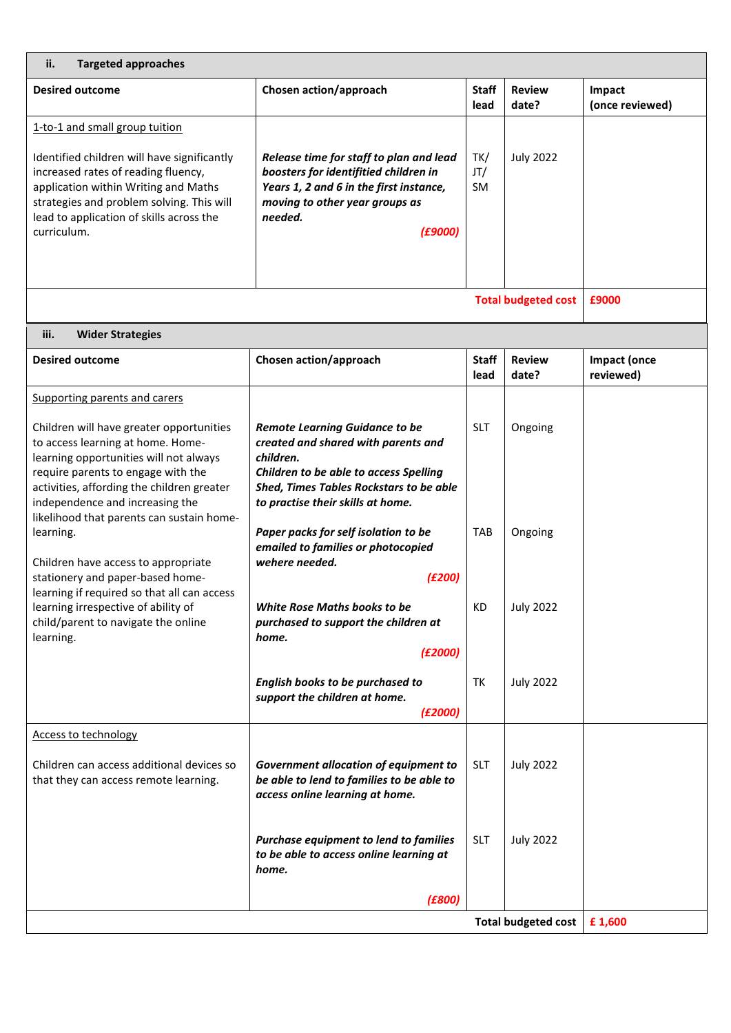| ii. Targeted approaches | | | | |
|---|---|---|---|---|
| **Desired outcome** | **Chosen action/approach** | **Staff lead** | **Review date?** | **Impact (once reviewed)** |
| 1-to-1 and small group tuition<br><br>Identified children will have significantly increased rates of reading fluency, application within Writing and Maths strategies and problem solving. This will lead to application of skills across the curriculum. | ***Release time for staff to plan and lead boosters for identifitied children in Years 1, 2 and 6 in the first instance, moving to other year groups as needed.***<br>***(£9000)*** | TK/ JT/ SM | July 2022 | |
| | | | **Total budgeted cost** | **£9000** |

| iii. Wider Strategies | | | | |
|---|---|---|---|---|
| **Desired outcome** | **Chosen action/approach** | **Staff lead** | **Review date?** | **Impact (once reviewed)** |
| Supporting parents and carers<br><br>Children will have greater opportunities to access learning at home. Home-learning opportunities will not always require parents to engage with the activities, affording the children greater independence and increasing the likelihood that parents can sustain home-learning.<br><br>Children have access to appropriate stationery and paper-based home-learning if required so that all can access learning irrespective of ability of child/parent to navigate the online learning. | ***Remote Learning Guidance to be created and shared with parents and children.***<br>***Children to be able to access Spelling Shed, Times Tables Rockstars to be able to practise their skills at home.*** | SLT | Ongoing | |
| | ***Paper packs for self isolation to be emailed to families or photocopied wherere needed.***<br>***(£200)*** | TAB | Ongoing | |
| | ***White Rose Maths books to be purchased to support the children at home.***<br>***(£2000)*** | KD | July 2022 | |
| | ***English books to be purchased to support the children at home.***<br>***(£2000)*** | TK | July 2022 | |
| Access to technology<br><br>Children can access additional devices so that they can access remote learning. | ***Government allocation of equipment to be able to lend to families to be able to access online learning at home.*** | SLT | July 2022 | |
| | ***Purchase equipment to lend to families to be able to access online learning at home.***<br>***(£800)*** | SLT | July 2022 | |
| | | | **Total budgeted cost** | **£ 1,600** |